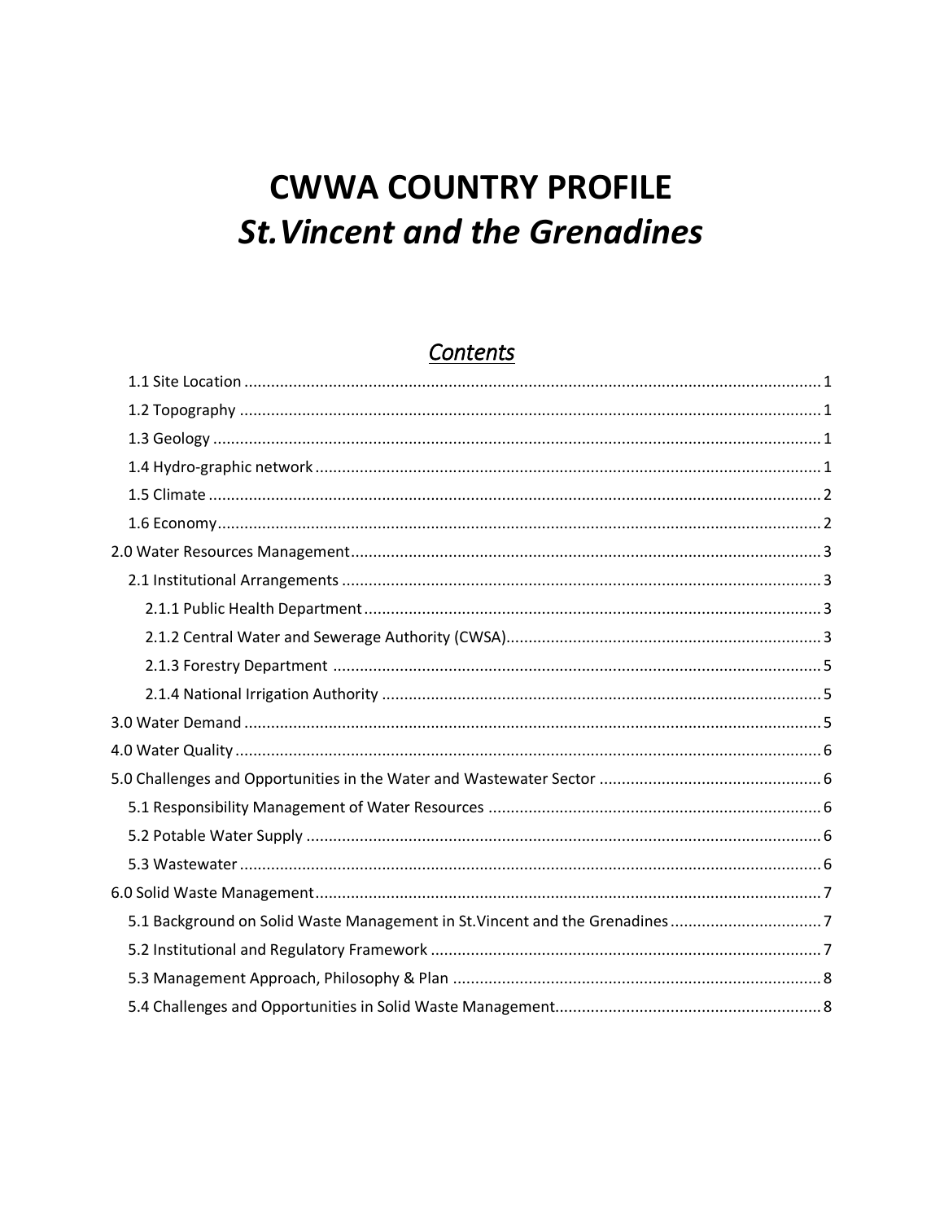# CWWA COUNTRY PROFILE

# *St.Vincent and the Grenadines*

## *Contents*

- 1.1 Site Location ... 1
- 1.2 Topography ... 1
- 1.3 Geology ... 1
- 1.4 Hydro-graphic network ... 1
- 1.5 Climate ... 2
- 1.6 Economy ... 2
- 2.0 Water Resources Management ... 3
  - 2.1 Institutional Arrangements ... 3
    - 2.1.1 Public Health Department ... 3
    - 2.1.2 Central Water and Sewerage Authority (CWSA) ... 3
    - 2.1.3 Forestry Department ... 5
    - 2.1.4 National Irrigation Authority ... 5
- 3.0 Water Demand ... 5
- 4.0 Water Quality ... 6
- 5.0 Challenges and Opportunities in the Water and Wastewater Sector ... 6
  - 5.1 Responsibility Management of Water Resources ... 6
  - 5.2 Potable Water Supply ... 6
  - 5.3 Wastewater ... 6
- 6.0 Solid Waste Management ... 7
  - 5.1 Background on Solid Waste Management in St.Vincent and the Grenadines ... 7
  - 5.2 Institutional and Regulatory Framework ... 7
  - 5.3 Management Approach, Philosophy & Plan ... 8
  - 5.4 Challenges and Opportunities in Solid Waste Management ... 8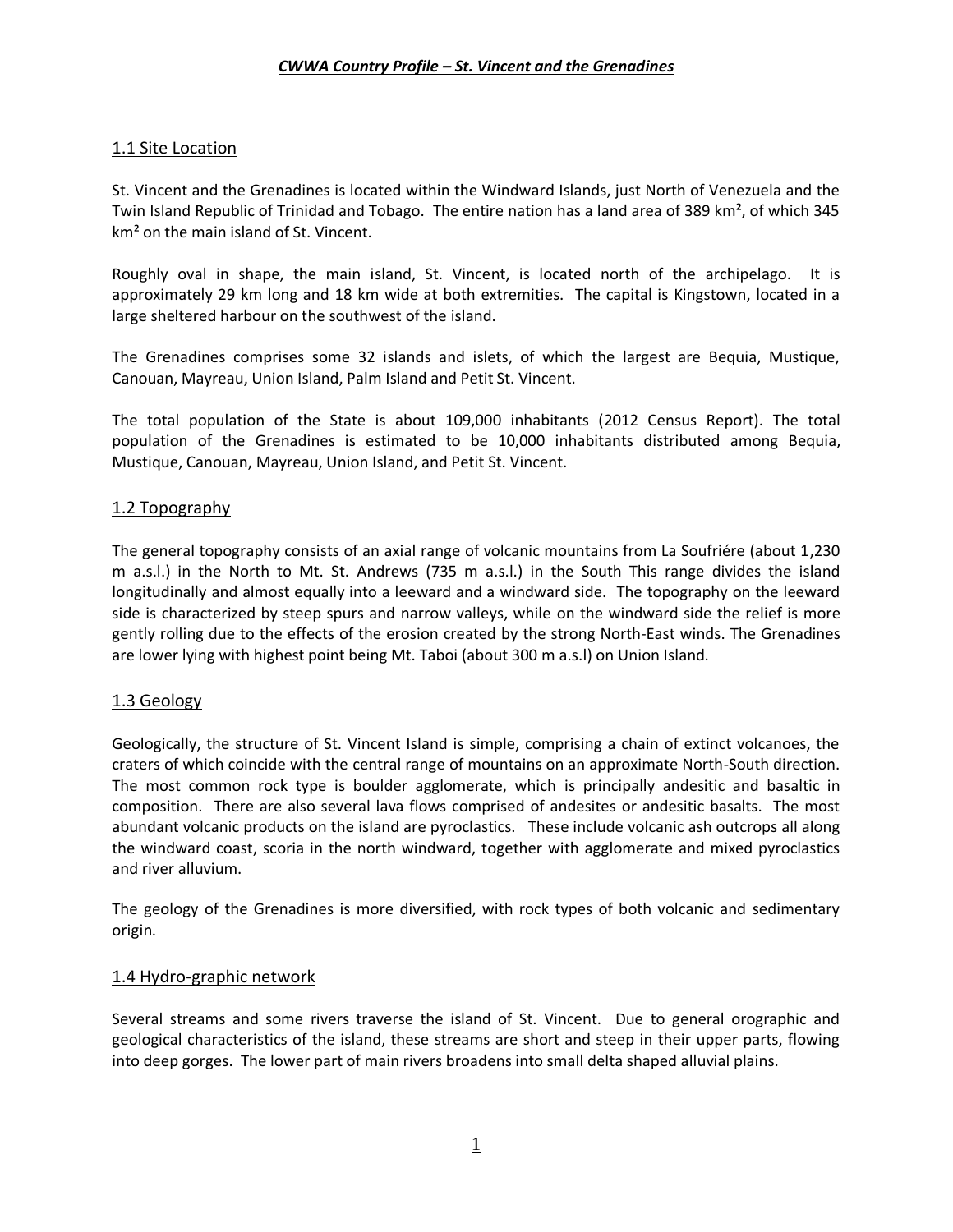## 1.1 Site Location

St. Vincent and the Grenadines is located within the Windward Islands, just North of Venezuela and the Twin Island Republic of Trinidad and Tobago. The entire nation has a land area of 389 km², of which 345 km² on the main island of St. Vincent.

Roughly oval in shape, the main island, St. Vincent, is located north of the archipelago. It is approximately 29 km long and 18 km wide at both extremities. The capital is Kingstown, located in a large sheltered harbour on the southwest of the island.

The Grenadines comprises some 32 islands and islets, of which the largest are Bequia, Mustique, Canouan, Mayreau, Union Island, Palm Island and Petit St. Vincent.

The total population of the State is about 109,000 inhabitants (2012 Census Report). The total population of the Grenadines is estimated to be 10,000 inhabitants distributed among Bequia, Mustique, Canouan, Mayreau, Union Island, and Petit St. Vincent.

## 1.2 Topography

The general topography consists of an axial range of volcanic mountains from La Soufriére (about 1,230 m a.s.l.) in the North to Mt. St. Andrews (735 m a.s.l.) in the South This range divides the island longitudinally and almost equally into a leeward and a windward side. The topography on the leeward side is characterized by steep spurs and narrow valleys, while on the windward side the relief is more gently rolling due to the effects of the erosion created by the strong North-East winds. The Grenadines are lower lying with highest point being Mt. Taboi (about 300 m a.s.l) on Union Island.

## 1.3 Geology

Geologically, the structure of St. Vincent Island is simple, comprising a chain of extinct volcanoes, the craters of which coincide with the central range of mountains on an approximate North-South direction. The most common rock type is boulder agglomerate, which is principally andesitic and basaltic in composition. There are also several lava flows comprised of andesites or andesitic basalts. The most abundant volcanic products on the island are pyroclastics. These include volcanic ash outcrops all along the windward coast, scoria in the north windward, together with agglomerate and mixed pyroclastics and river alluvium.

The geology of the Grenadines is more diversified, with rock types of both volcanic and sedimentary origin.

## 1.4 Hydro-graphic network

Several streams and some rivers traverse the island of St. Vincent. Due to general orographic and geological characteristics of the island, these streams are short and steep in their upper parts, flowing into deep gorges. The lower part of main rivers broadens into small delta shaped alluvial plains.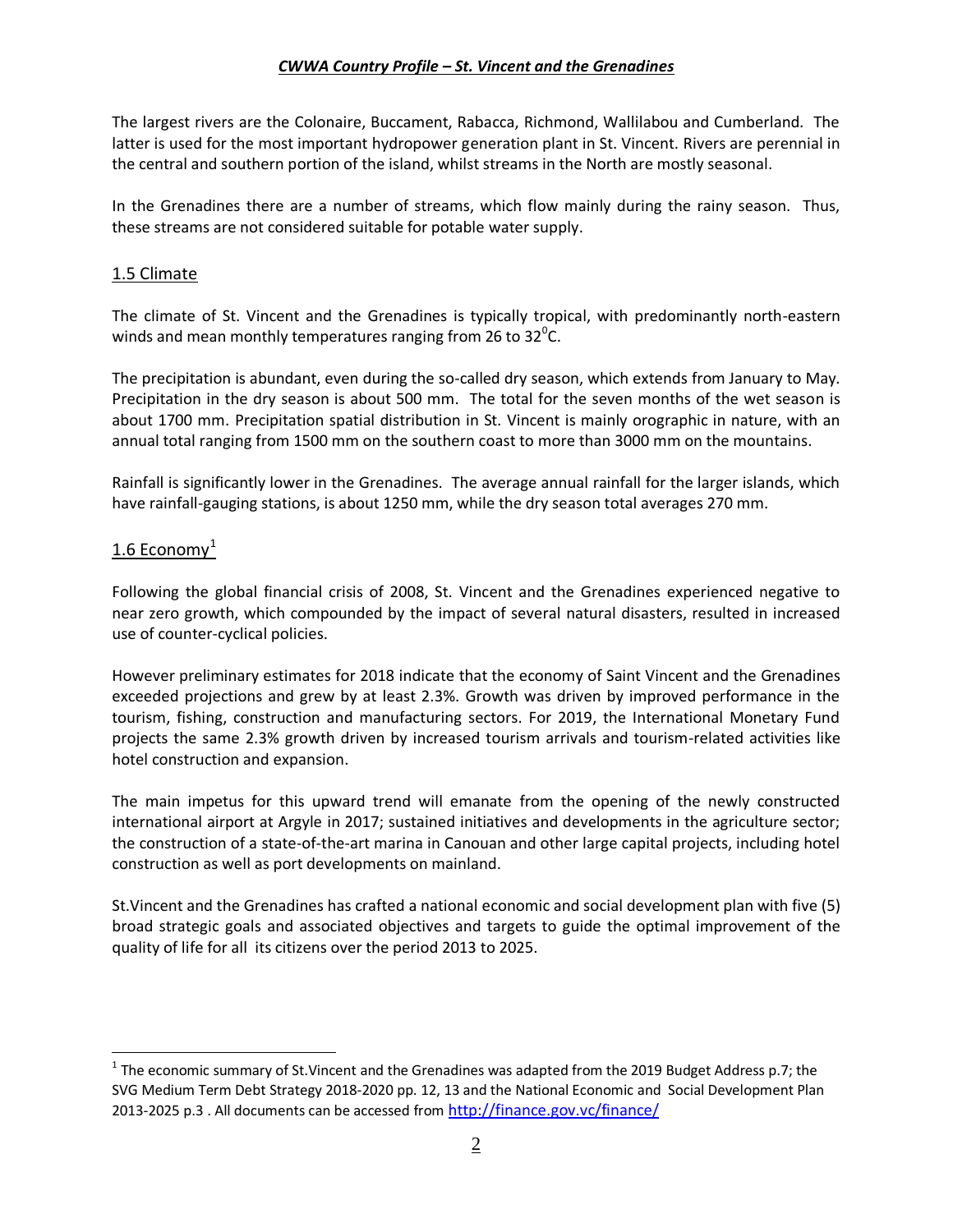The largest rivers are the Colonaire, Buccament, Rabacca, Richmond, Wallilabou and Cumberland. The latter is used for the most important hydropower generation plant in St. Vincent. Rivers are perennial in the central and southern portion of the island, whilst streams in the North are mostly seasonal.

In the Grenadines there are a number of streams, which flow mainly during the rainy season. Thus, these streams are not considered suitable for potable water supply.

## 1.5 Climate

The climate of St. Vincent and the Grenadines is typically tropical, with predominantly north-eastern winds and mean monthly temperatures ranging from 26 to 32$^0$C.

The precipitation is abundant, even during the so-called dry season, which extends from January to May. Precipitation in the dry season is about 500 mm. The total for the seven months of the wet season is about 1700 mm. Precipitation spatial distribution in St. Vincent is mainly orographic in nature, with an annual total ranging from 1500 mm on the southern coast to more than 3000 mm on the mountains.

Rainfall is significantly lower in the Grenadines. The average annual rainfall for the larger islands, which have rainfall-gauging stations, is about 1250 mm, while the dry season total averages 270 mm.

## 1.6 Economy[1]

Following the global financial crisis of 2008, St. Vincent and the Grenadines experienced negative to near zero growth, which compounded by the impact of several natural disasters, resulted in increased use of counter-cyclical policies.

However preliminary estimates for 2018 indicate that the economy of Saint Vincent and the Grenadines exceeded projections and grew by at least 2.3%. Growth was driven by improved performance in the tourism, fishing, construction and manufacturing sectors. For 2019, the International Monetary Fund projects the same 2.3% growth driven by increased tourism arrivals and tourism-related activities like hotel construction and expansion.

The main impetus for this upward trend will emanate from the opening of the newly constructed international airport at Argyle in 2017; sustained initiatives and developments in the agriculture sector; the construction of a state-of-the-art marina in Canouan and other large capital projects, including hotel construction as well as port developments on mainland.

St.Vincent and the Grenadines has crafted a national economic and social development plan with five (5) broad strategic goals and associated objectives and targets to guide the optimal improvement of the quality of life for all its citizens over the period 2013 to 2025.

---

[1] The economic summary of St.Vincent and the Grenadines was adapted from the 2019 Budget Address p.7; the SVG Medium Term Debt Strategy 2018-2020 pp. 12, 13 and the National Economic and Social Development Plan 2013-2025 p.3 . All documents can be accessed from http://finance.gov.vc/finance/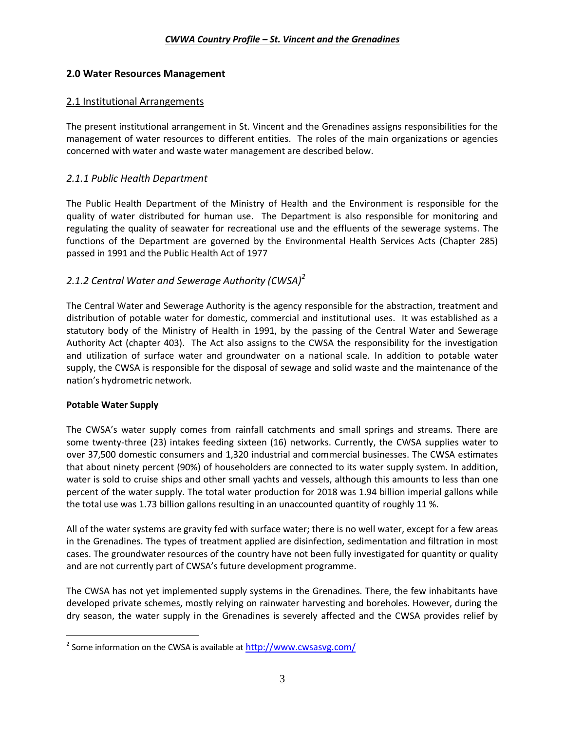## 2.0 Water Resources Management

### 2.1 Institutional Arrangements

The present institutional arrangement in St. Vincent and the Grenadines assigns responsibilities for the management of water resources to different entities. The roles of the main organizations or agencies concerned with water and waste water management are described below.

#### *2.1.1 Public Health Department*

The Public Health Department of the Ministry of Health and the Environment is responsible for the quality of water distributed for human use. The Department is also responsible for monitoring and regulating the quality of seawater for recreational use and the effluents of the sewerage systems. The functions of the Department are governed by the Environmental Health Services Acts (Chapter 285) passed in 1991 and the Public Health Act of 1977

#### *2.1.2 Central Water and Sewerage Authority (CWSA)*[2]

The Central Water and Sewerage Authority is the agency responsible for the abstraction, treatment and distribution of potable water for domestic, commercial and institutional uses. It was established as a statutory body of the Ministry of Health in 1991, by the passing of the Central Water and Sewerage Authority Act (chapter 403). The Act also assigns to the CWSA the responsibility for the investigation and utilization of surface water and groundwater on a national scale. In addition to potable water supply, the CWSA is responsible for the disposal of sewage and solid waste and the maintenance of the nation's hydrometric network.

**Potable Water Supply**

The CWSA's water supply comes from rainfall catchments and small springs and streams. There are some twenty-three (23) intakes feeding sixteen (16) networks. Currently, the CWSA supplies water to over 37,500 domestic consumers and 1,320 industrial and commercial businesses. The CWSA estimates that about ninety percent (90%) of householders are connected to its water supply system. In addition, water is sold to cruise ships and other small yachts and vessels, although this amounts to less than one percent of the water supply. The total water production for 2018 was 1.94 billion imperial gallons while the total use was 1.73 billion gallons resulting in an unaccounted quantity of roughly 11 %.

All of the water systems are gravity fed with surface water; there is no well water, except for a few areas in the Grenadines. The types of treatment applied are disinfection, sedimentation and filtration in most cases. The groundwater resources of the country have not been fully investigated for quantity or quality and are not currently part of CWSA's future development programme.

The CWSA has not yet implemented supply systems in the Grenadines. There, the few inhabitants have developed private schemes, mostly relying on rainwater harvesting and boreholes. However, during the dry season, the water supply in the Grenadines is severely affected and the CWSA provides relief by

---

[2] Some information on the CWSA is available at http://www.cwsasvg.com/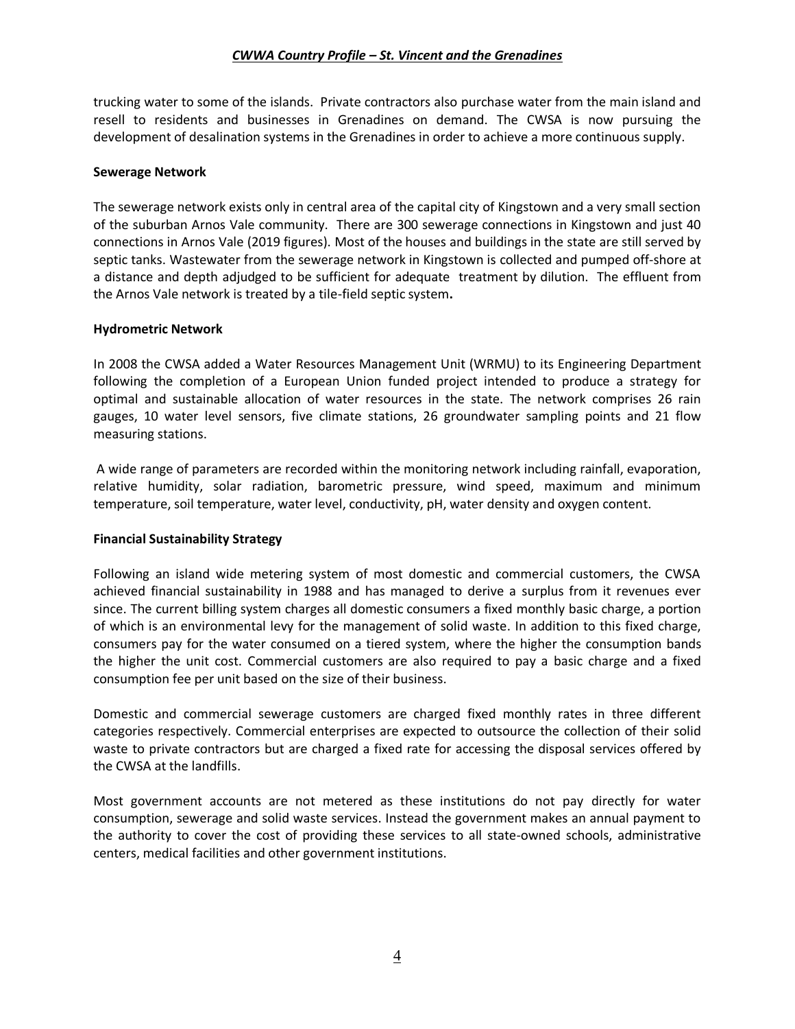trucking water to some of the islands. Private contractors also purchase water from the main island and resell to residents and businesses in Grenadines on demand. The CWSA is now pursuing the development of desalination systems in the Grenadines in order to achieve a more continuous supply.

**Sewerage Network**

The sewerage network exists only in central area of the capital city of Kingstown and a very small section of the suburban Arnos Vale community. There are 300 sewerage connections in Kingstown and just 40 connections in Arnos Vale (2019 figures). Most of the houses and buildings in the state are still served by septic tanks. Wastewater from the sewerage network in Kingstown is collected and pumped off-shore at a distance and depth adjudged to be sufficient for adequate treatment by dilution. The effluent from the Arnos Vale network is treated by a tile-field septic system.

**Hydrometric Network**

In 2008 the CWSA added a Water Resources Management Unit (WRMU) to its Engineering Department following the completion of a European Union funded project intended to produce a strategy for optimal and sustainable allocation of water resources in the state. The network comprises 26 rain gauges, 10 water level sensors, five climate stations, 26 groundwater sampling points and 21 flow measuring stations.

A wide range of parameters are recorded within the monitoring network including rainfall, evaporation, relative humidity, solar radiation, barometric pressure, wind speed, maximum and minimum temperature, soil temperature, water level, conductivity, pH, water density and oxygen content.

**Financial Sustainability Strategy**

Following an island wide metering system of most domestic and commercial customers, the CWSA achieved financial sustainability in 1988 and has managed to derive a surplus from it revenues ever since. The current billing system charges all domestic consumers a fixed monthly basic charge, a portion of which is an environmental levy for the management of solid waste. In addition to this fixed charge, consumers pay for the water consumed on a tiered system, where the higher the consumption bands the higher the unit cost. Commercial customers are also required to pay a basic charge and a fixed consumption fee per unit based on the size of their business.

Domestic and commercial sewerage customers are charged fixed monthly rates in three different categories respectively. Commercial enterprises are expected to outsource the collection of their solid waste to private contractors but are charged a fixed rate for accessing the disposal services offered by the CWSA at the landfills.

Most government accounts are not metered as these institutions do not pay directly for water consumption, sewerage and solid waste services. Instead the government makes an annual payment to the authority to cover the cost of providing these services to all state-owned schools, administrative centers, medical facilities and other government institutions.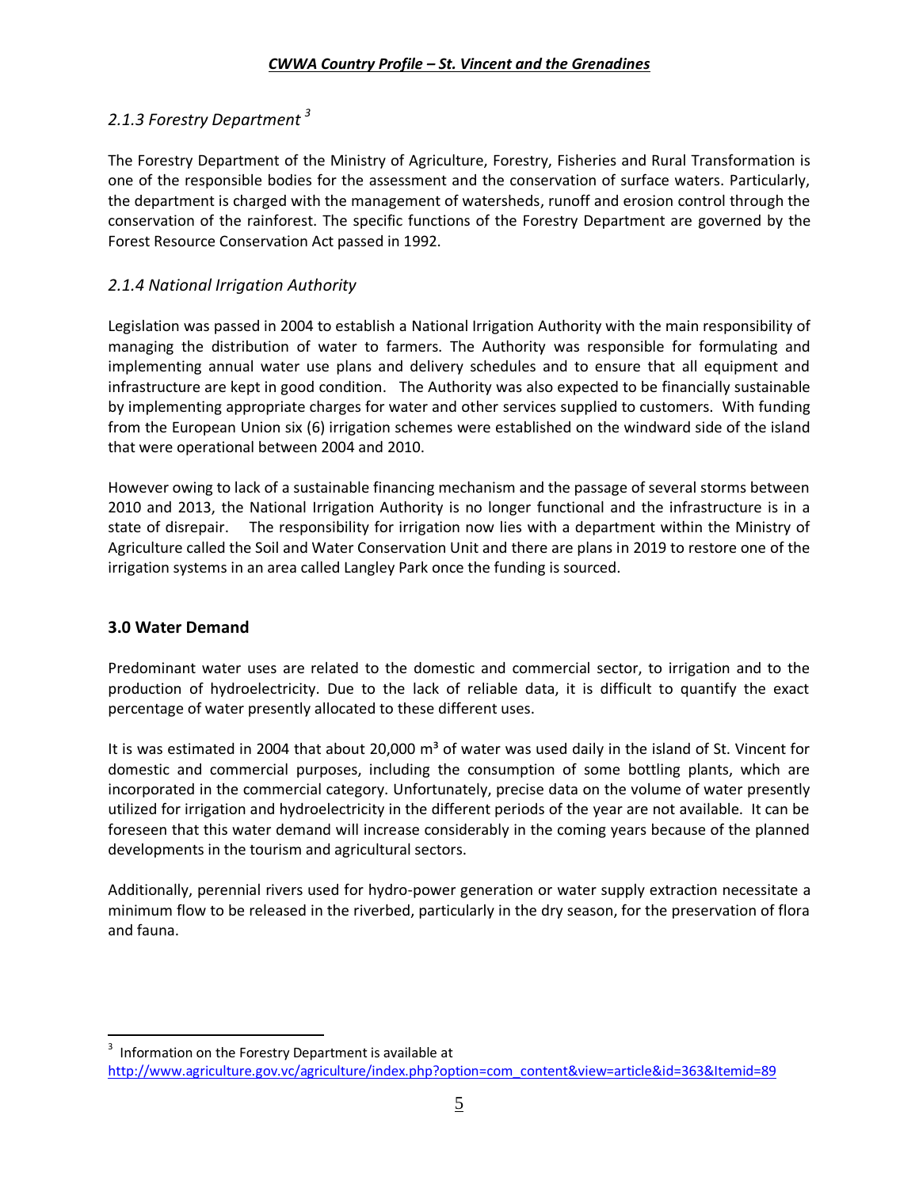### *2.1.3 Forestry Department* [3]

The Forestry Department of the Ministry of Agriculture, Forestry, Fisheries and Rural Transformation is one of the responsible bodies for the assessment and the conservation of surface waters. Particularly, the department is charged with the management of watersheds, runoff and erosion control through the conservation of the rainforest. The specific functions of the Forestry Department are governed by the Forest Resource Conservation Act passed in 1992.

### *2.1.4 National Irrigation Authority*

Legislation was passed in 2004 to establish a National Irrigation Authority with the main responsibility of managing the distribution of water to farmers. The Authority was responsible for formulating and implementing annual water use plans and delivery schedules and to ensure that all equipment and infrastructure are kept in good condition. The Authority was also expected to be financially sustainable by implementing appropriate charges for water and other services supplied to customers. With funding from the European Union six (6) irrigation schemes were established on the windward side of the island that were operational between 2004 and 2010.

However owing to lack of a sustainable financing mechanism and the passage of several storms between 2010 and 2013, the National Irrigation Authority is no longer functional and the infrastructure is in a state of disrepair. The responsibility for irrigation now lies with a department within the Ministry of Agriculture called the Soil and Water Conservation Unit and there are plans in 2019 to restore one of the irrigation systems in an area called Langley Park once the funding is sourced.

## 3.0 Water Demand

Predominant water uses are related to the domestic and commercial sector, to irrigation and to the production of hydroelectricity. Due to the lack of reliable data, it is difficult to quantify the exact percentage of water presently allocated to these different uses.

It is was estimated in 2004 that about 20,000 $m^3$ of water was used daily in the island of St. Vincent for domestic and commercial purposes, including the consumption of some bottling plants, which are incorporated in the commercial category. Unfortunately, precise data on the volume of water presently utilized for irrigation and hydroelectricity in the different periods of the year are not available. It can be foreseen that this water demand will increase considerably in the coming years because of the planned developments in the tourism and agricultural sectors.

Additionally, perennial rivers used for hydro-power generation or water supply extraction necessitate a minimum flow to be released in the riverbed, particularly in the dry season, for the preservation of flora and fauna.

---

[3] Information on the Forestry Department is available at http://www.agriculture.gov.vc/agriculture/index.php?option=com_content&view=article&id=363&Itemid=89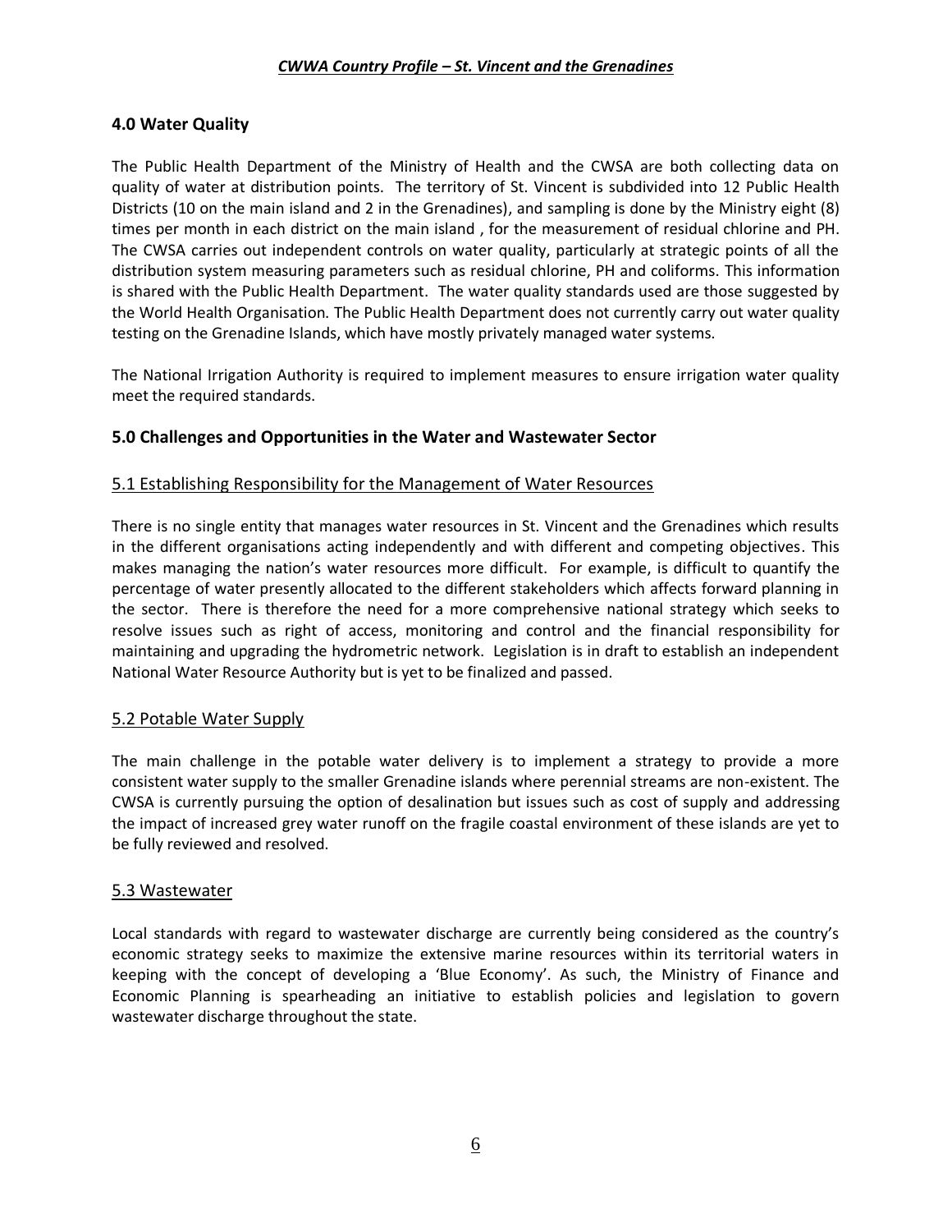## 4.0 Water Quality

The Public Health Department of the Ministry of Health and the CWSA are both collecting data on quality of water at distribution points. The territory of St. Vincent is subdivided into 12 Public Health Districts (10 on the main island and 2 in the Grenadines), and sampling is done by the Ministry eight (8) times per month in each district on the main island , for the measurement of residual chlorine and PH. The CWSA carries out independent controls on water quality, particularly at strategic points of all the distribution system measuring parameters such as residual chlorine, PH and coliforms. This information is shared with the Public Health Department. The water quality standards used are those suggested by the World Health Organisation. The Public Health Department does not currently carry out water quality testing on the Grenadine Islands, which have mostly privately managed water systems.

The National Irrigation Authority is required to implement measures to ensure irrigation water quality meet the required standards.

## 5.0 Challenges and Opportunities in the Water and Wastewater Sector

### 5.1 Establishing Responsibility for the Management of Water Resources

There is no single entity that manages water resources in St. Vincent and the Grenadines which results in the different organisations acting independently and with different and competing objectives. This makes managing the nation's water resources more difficult. For example, is difficult to quantify the percentage of water presently allocated to the different stakeholders which affects forward planning in the sector. There is therefore the need for a more comprehensive national strategy which seeks to resolve issues such as right of access, monitoring and control and the financial responsibility for maintaining and upgrading the hydrometric network. Legislation is in draft to establish an independent National Water Resource Authority but is yet to be finalized and passed.

### 5.2 Potable Water Supply

The main challenge in the potable water delivery is to implement a strategy to provide a more consistent water supply to the smaller Grenadine islands where perennial streams are non-existent. The CWSA is currently pursuing the option of desalination but issues such as cost of supply and addressing the impact of increased grey water runoff on the fragile coastal environment of these islands are yet to be fully reviewed and resolved.

### 5.3 Wastewater

Local standards with regard to wastewater discharge are currently being considered as the country's economic strategy seeks to maximize the extensive marine resources within its territorial waters in keeping with the concept of developing a 'Blue Economy'. As such, the Ministry of Finance and Economic Planning is spearheading an initiative to establish policies and legislation to govern wastewater discharge throughout the state.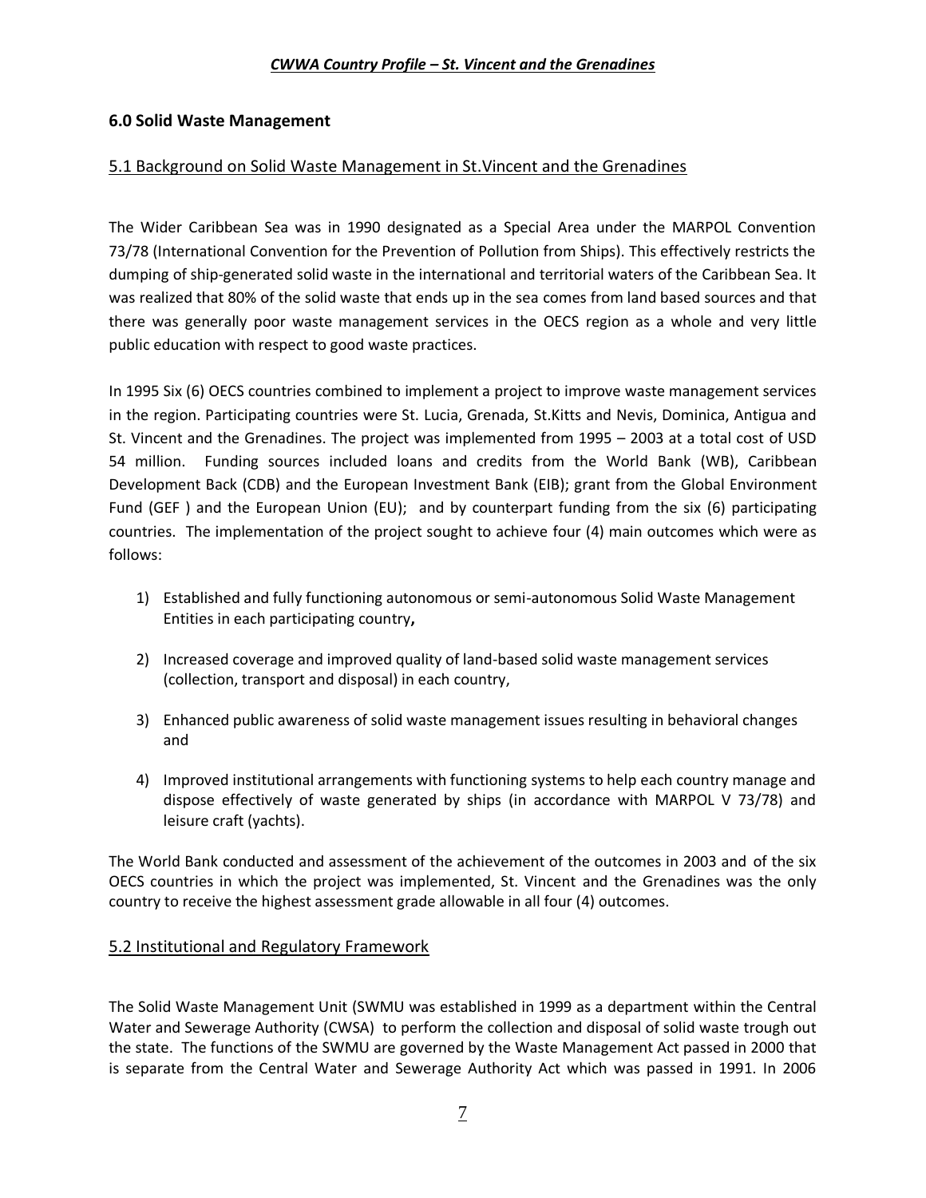## 6.0 Solid Waste Management

### 5.1 Background on Solid Waste Management in St.Vincent and the Grenadines

The Wider Caribbean Sea was in 1990 designated as a Special Area under the MARPOL Convention 73/78 (International Convention for the Prevention of Pollution from Ships). This effectively restricts the dumping of ship-generated solid waste in the international and territorial waters of the Caribbean Sea. It was realized that 80% of the solid waste that ends up in the sea comes from land based sources and that there was generally poor waste management services in the OECS region as a whole and very little public education with respect to good waste practices.

In 1995 Six (6) OECS countries combined to implement a project to improve waste management services in the region. Participating countries were St. Lucia, Grenada, St.Kitts and Nevis, Dominica, Antigua and St. Vincent and the Grenadines. The project was implemented from 1995 – 2003 at a total cost of USD 54 million. Funding sources included loans and credits from the World Bank (WB), Caribbean Development Back (CDB) and the European Investment Bank (EIB); grant from the Global Environment Fund (GEF ) and the European Union (EU); and by counterpart funding from the six (6) participating countries. The implementation of the project sought to achieve four (4) main outcomes which were as follows:

1) Established and fully functioning autonomous or semi-autonomous Solid Waste Management Entities in each participating country**,**
2) Increased coverage and improved quality of land-based solid waste management services (collection, transport and disposal) in each country,
3) Enhanced public awareness of solid waste management issues resulting in behavioral changes and
4) Improved institutional arrangements with functioning systems to help each country manage and dispose effectively of waste generated by ships (in accordance with MARPOL V 73/78) and leisure craft (yachts).

The World Bank conducted and assessment of the achievement of the outcomes in 2003 and of the six OECS countries in which the project was implemented, St. Vincent and the Grenadines was the only country to receive the highest assessment grade allowable in all four (4) outcomes.

### 5.2 Institutional and Regulatory Framework

The Solid Waste Management Unit (SWMU was established in 1999 as a department within the Central Water and Sewerage Authority (CWSA) to perform the collection and disposal of solid waste trough out the state. The functions of the SWMU are governed by the Waste Management Act passed in 2000 that is separate from the Central Water and Sewerage Authority Act which was passed in 1991. In 2006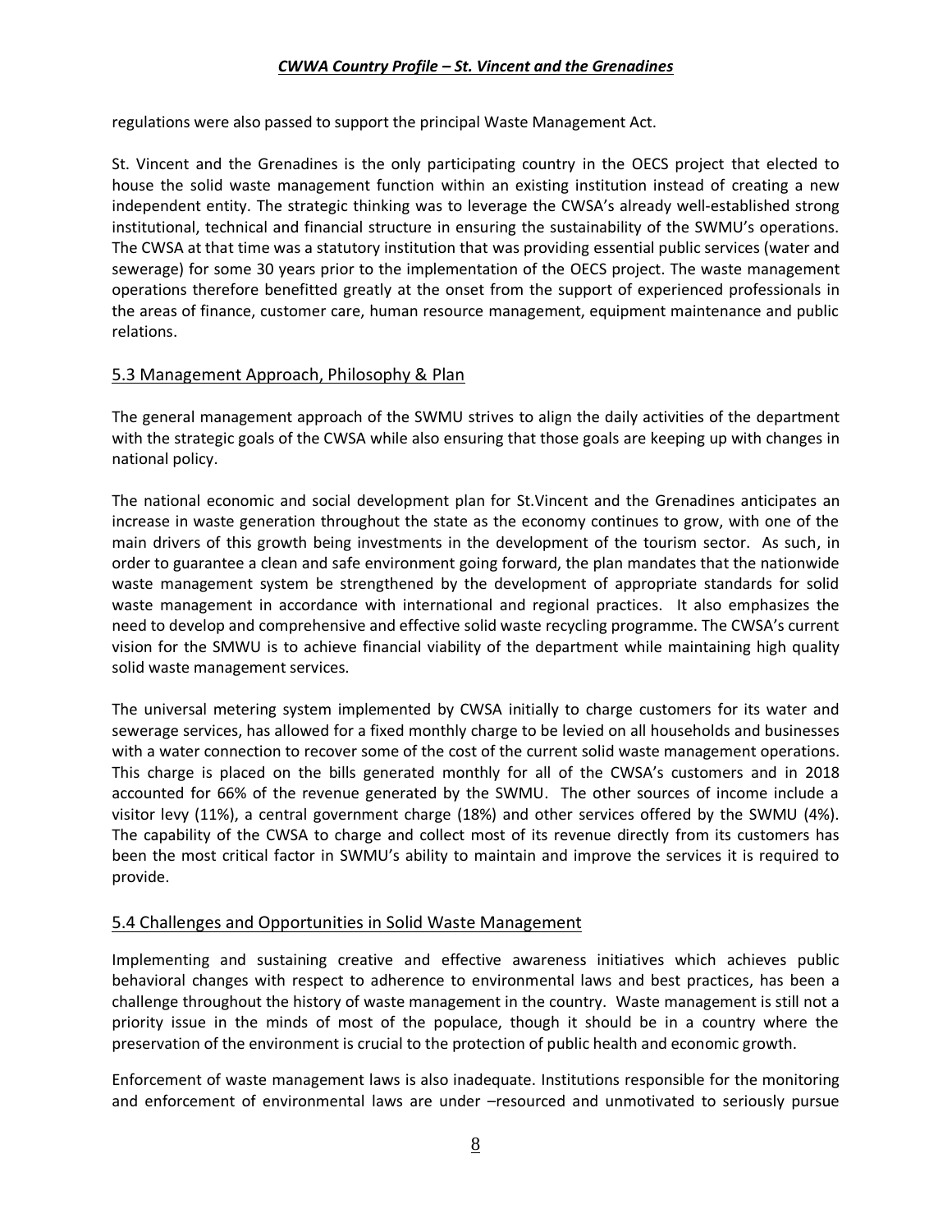regulations were also passed to support the principal Waste Management Act.

St. Vincent and the Grenadines is the only participating country in the OECS project that elected to house the solid waste management function within an existing institution instead of creating a new independent entity. The strategic thinking was to leverage the CWSA's already well-established strong institutional, technical and financial structure in ensuring the sustainability of the SWMU's operations. The CWSA at that time was a statutory institution that was providing essential public services (water and sewerage) for some 30 years prior to the implementation of the OECS project. The waste management operations therefore benefitted greatly at the onset from the support of experienced professionals in the areas of finance, customer care, human resource management, equipment maintenance and public relations.

## 5.3 Management Approach, Philosophy & Plan

The general management approach of the SWMU strives to align the daily activities of the department with the strategic goals of the CWSA while also ensuring that those goals are keeping up with changes in national policy.

The national economic and social development plan for St.Vincent and the Grenadines anticipates an increase in waste generation throughout the state as the economy continues to grow, with one of the main drivers of this growth being investments in the development of the tourism sector. As such, in order to guarantee a clean and safe environment going forward, the plan mandates that the nationwide waste management system be strengthened by the development of appropriate standards for solid waste management in accordance with international and regional practices. It also emphasizes the need to develop and comprehensive and effective solid waste recycling programme. The CWSA's current vision for the SMWU is to achieve financial viability of the department while maintaining high quality solid waste management services.

The universal metering system implemented by CWSA initially to charge customers for its water and sewerage services, has allowed for a fixed monthly charge to be levied on all households and businesses with a water connection to recover some of the cost of the current solid waste management operations. This charge is placed on the bills generated monthly for all of the CWSA's customers and in 2018 accounted for 66% of the revenue generated by the SWMU. The other sources of income include a visitor levy (11%), a central government charge (18%) and other services offered by the SWMU (4%). The capability of the CWSA to charge and collect most of its revenue directly from its customers has been the most critical factor in SWMU's ability to maintain and improve the services it is required to provide.

## 5.4 Challenges and Opportunities in Solid Waste Management

Implementing and sustaining creative and effective awareness initiatives which achieves public behavioral changes with respect to adherence to environmental laws and best practices, has been a challenge throughout the history of waste management in the country. Waste management is still not a priority issue in the minds of most of the populace, though it should be in a country where the preservation of the environment is crucial to the protection of public health and economic growth.

Enforcement of waste management laws is also inadequate. Institutions responsible for the monitoring and enforcement of environmental laws are under –resourced and unmotivated to seriously pursue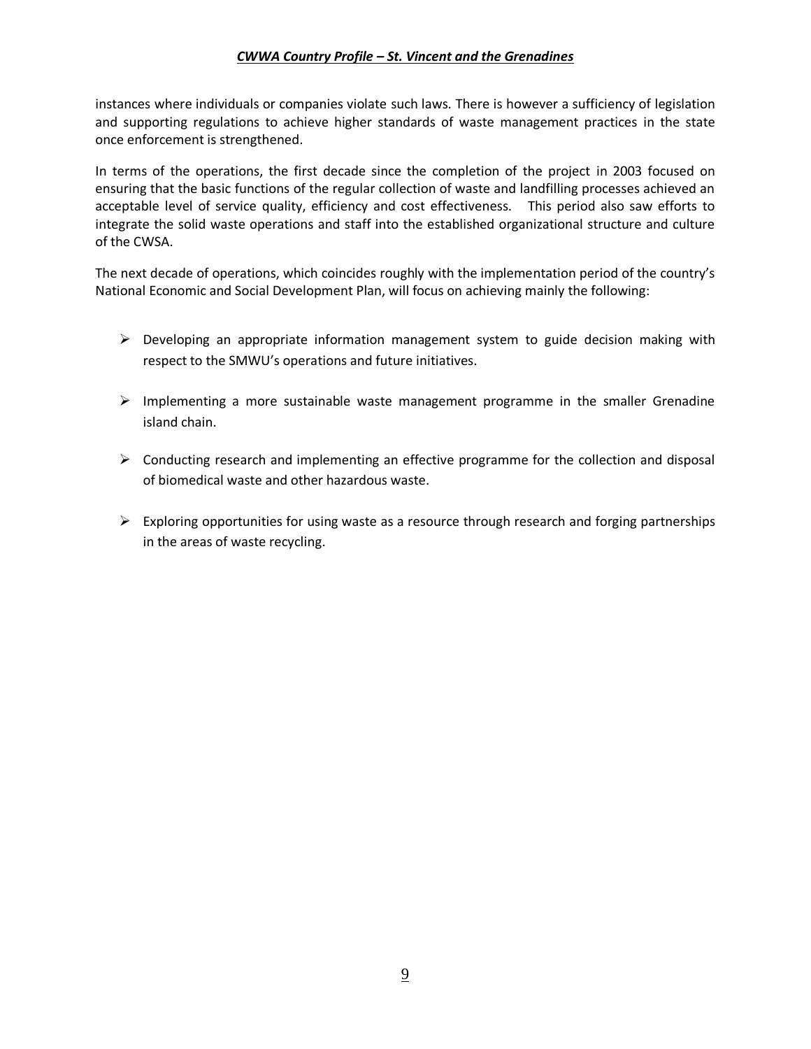instances where individuals or companies violate such laws. There is however a sufficiency of legislation and supporting regulations to achieve higher standards of waste management practices in the state once enforcement is strengthened.

In terms of the operations, the first decade since the completion of the project in 2003 focused on ensuring that the basic functions of the regular collection of waste and landfilling processes achieved an acceptable level of service quality, efficiency and cost effectiveness. This period also saw efforts to integrate the solid waste operations and staff into the established organizational structure and culture of the CWSA.

The next decade of operations, which coincides roughly with the implementation period of the country's National Economic and Social Development Plan, will focus on achieving mainly the following:

- Developing an appropriate information management system to guide decision making with respect to the SMWU's operations and future initiatives.
- Implementing a more sustainable waste management programme in the smaller Grenadine island chain.
- Conducting research and implementing an effective programme for the collection and disposal of biomedical waste and other hazardous waste.
- Exploring opportunities for using waste as a resource through research and forging partnerships in the areas of waste recycling.